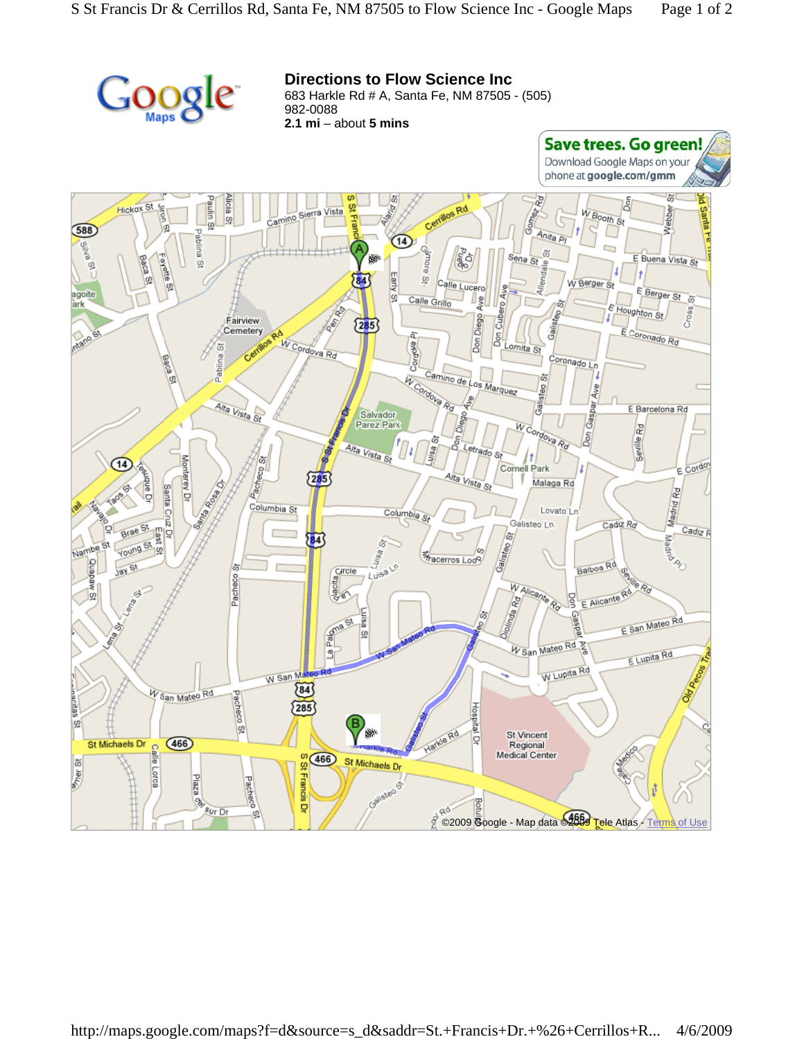Google Maps

## Directions to Flow Science Inc

683 Harkle Rd # A, Santa Fe, NM 87505 - (505) 982-0088

**2.1 mi** – about **5 mins**

**Save trees. Go green!**
Download Google Maps on your phone at **google.com/gmm**

©2009 Google - Map data ©2009 Tele Atlas - Terms of Use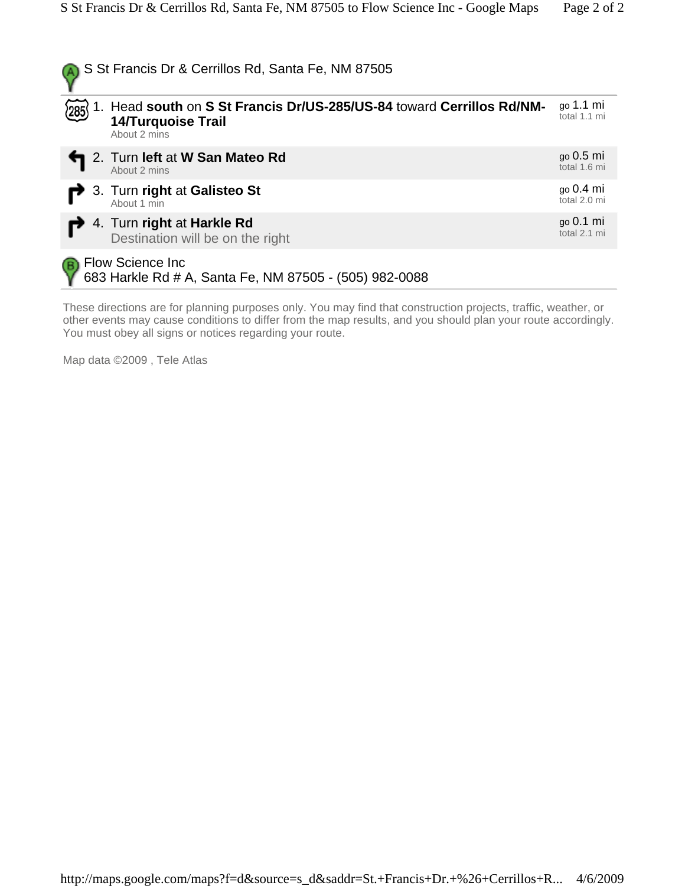**A** S St Francis Dr & Cerrillos Rd, Santa Fe, NM 87505

| | | |
|---|---|---|
| 285 | 1. Head **south** on **S St Francis Dr/US-285/US-84** toward **Cerrillos Rd/NM-14/Turquoise Trail**<br>About 2 mins | go 1.1 mi<br>total 1.1 mi |
| | 2. Turn **left** at **W San Mateo Rd**<br>About 2 mins | go 0.5 mi<br>total 1.6 mi |
| | 3. Turn **right** at **Galisteo St**<br>About 1 min | go 0.4 mi<br>total 2.0 mi |
| | 4. Turn **right** at **Harkle Rd**<br>Destination will be on the right | go 0.1 mi<br>total 2.1 mi |

**B** Flow Science Inc
683 Harkle Rd # A, Santa Fe, NM 87505 - (505) 982-0088

These directions are for planning purposes only. You may find that construction projects, traffic, weather, or other events may cause conditions to differ from the map results, and you should plan your route accordingly. You must obey all signs or notices regarding your route.

Map data ©2009 , Tele Atlas